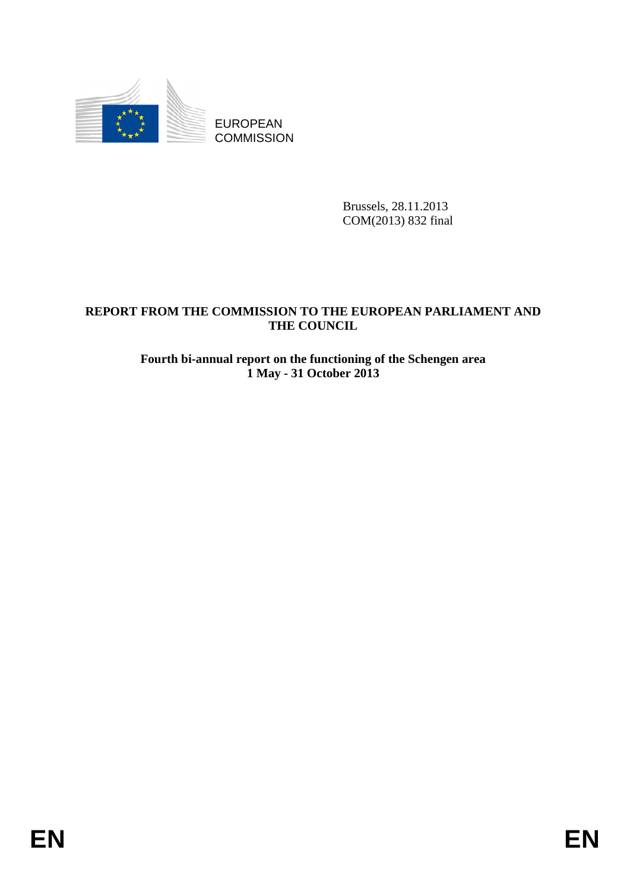EUROPEAN
COMMISSION

Brussels, 28.11.2013
COM(2013) 832 final

**REPORT FROM THE COMMISSION TO THE EUROPEAN PARLIAMENT AND THE COUNCIL**

**Fourth bi-annual report on the functioning of the Schengen area**
**1 May - 31 October 2013**

EN EN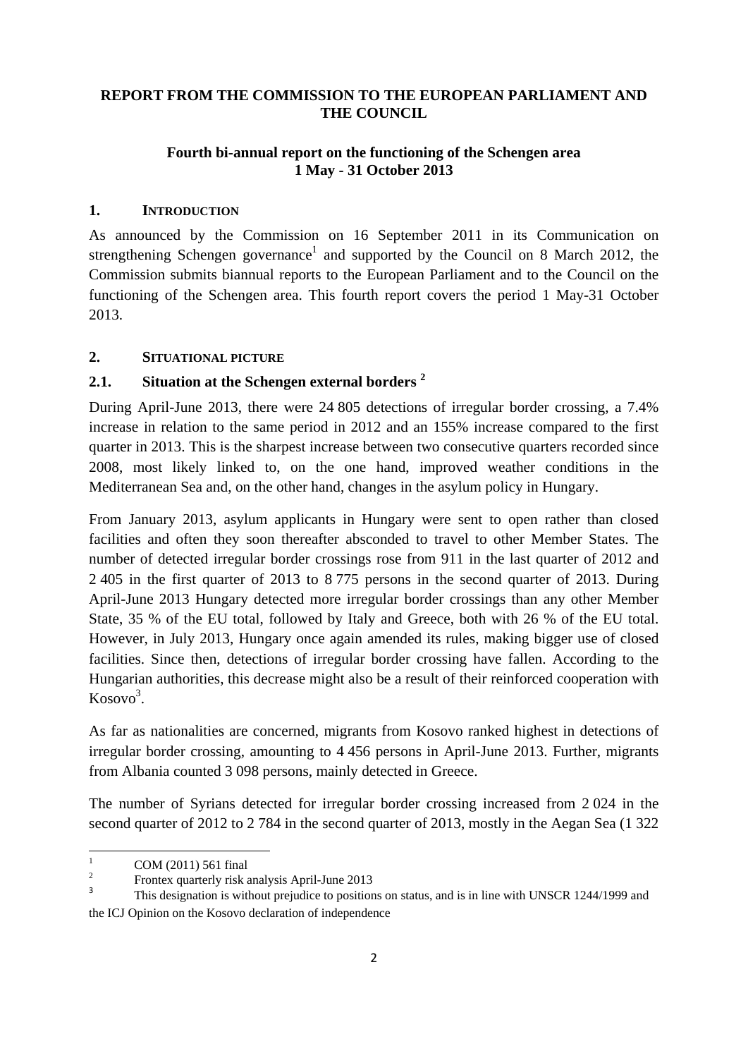**REPORT FROM THE COMMISSION TO THE EUROPEAN PARLIAMENT AND THE COUNCIL**

**Fourth bi-annual report on the functioning of the Schengen area**
**1 May - 31 October 2013**

## 1. INTRODUCTION

As announced by the Commission on 16 September 2011 in its Communication on strengthening Schengen governance[1] and supported by the Council on 8 March 2012, the Commission submits biannual reports to the European Parliament and to the Council on the functioning of the Schengen area. This fourth report covers the period 1 May-31 October 2013.

## 2. SITUATIONAL PICTURE

### 2.1. Situation at the Schengen external borders [2]

During April-June 2013, there were 24 805 detections of irregular border crossing, a 7.4% increase in relation to the same period in 2012 and an 155% increase compared to the first quarter in 2013. This is the sharpest increase between two consecutive quarters recorded since 2008, most likely linked to, on the one hand, improved weather conditions in the Mediterranean Sea and, on the other hand, changes in the asylum policy in Hungary.

From January 2013, asylum applicants in Hungary were sent to open rather than closed facilities and often they soon thereafter absconded to travel to other Member States. The number of detected irregular border crossings rose from 911 in the last quarter of 2012 and 2 405 in the first quarter of 2013 to 8 775 persons in the second quarter of 2013. During April-June 2013 Hungary detected more irregular border crossings than any other Member State, 35 % of the EU total, followed by Italy and Greece, both with 26 % of the EU total. However, in July 2013, Hungary once again amended its rules, making bigger use of closed facilities. Since then, detections of irregular border crossing have fallen. According to the Hungarian authorities, this decrease might also be a result of their reinforced cooperation with Kosovo[3].

As far as nationalities are concerned, migrants from Kosovo ranked highest in detections of irregular border crossing, amounting to 4 456 persons in April-June 2013. Further, migrants from Albania counted 3 098 persons, mainly detected in Greece.

The number of Syrians detected for irregular border crossing increased from 2 024 in the second quarter of 2012 to 2 784 in the second quarter of 2013, mostly in the Aegean Sea (1 322

---

[1] COM (2011) 561 final

[2] Frontex quarterly risk analysis April-June 2013

[3] This designation is without prejudice to positions on status, and is in line with UNSCR 1244/1999 and the ICJ Opinion on the Kosovo declaration of independence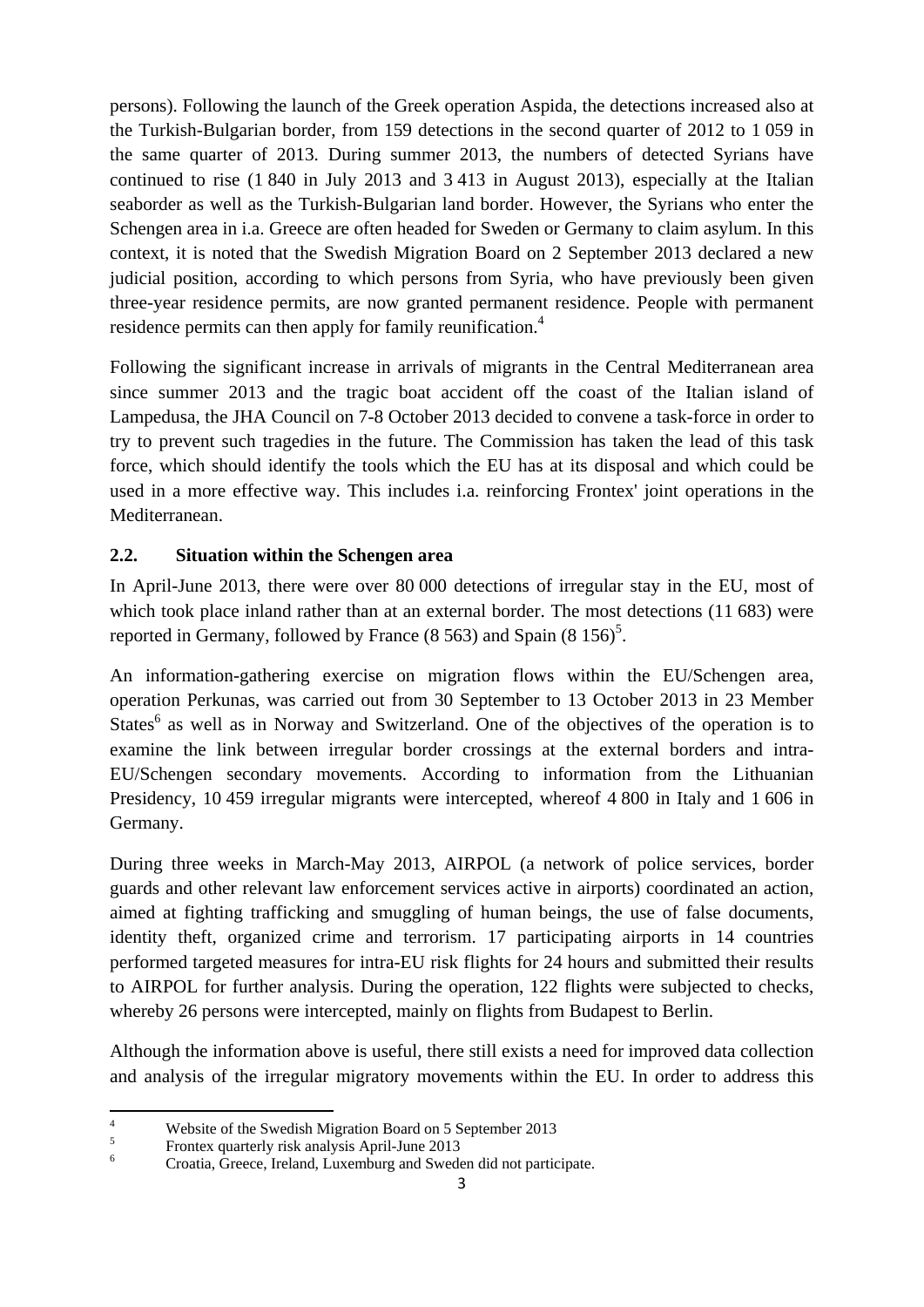persons). Following the launch of the Greek operation Aspida, the detections increased also at the Turkish-Bulgarian border, from 159 detections in the second quarter of 2012 to 1 059 in the same quarter of 2013. During summer 2013, the numbers of detected Syrians have continued to rise (1 840 in July 2013 and 3 413 in August 2013), especially at the Italian seaborder as well as the Turkish-Bulgarian land border. However, the Syrians who enter the Schengen area in i.a. Greece are often headed for Sweden or Germany to claim asylum. In this context, it is noted that the Swedish Migration Board on 2 September 2013 declared a new judicial position, according to which persons from Syria, who have previously been given three-year residence permits, are now granted permanent residence. People with permanent residence permits can then apply for family reunification.[4]

Following the significant increase in arrivals of migrants in the Central Mediterranean area since summer 2013 and the tragic boat accident off the coast of the Italian island of Lampedusa, the JHA Council on 7-8 October 2013 decided to convene a task-force in order to try to prevent such tragedies in the future. The Commission has taken the lead of this task force, which should identify the tools which the EU has at its disposal and which could be used in a more effective way. This includes i.a. reinforcing Frontex' joint operations in the Mediterranean.

### 2.2. Situation within the Schengen area

In April-June 2013, there were over 80 000 detections of irregular stay in the EU, most of which took place inland rather than at an external border. The most detections (11 683) were reported in Germany, followed by France (8 563) and Spain (8 156)[5].

An information-gathering exercise on migration flows within the EU/Schengen area, operation Perkunas, was carried out from 30 September to 13 October 2013 in 23 Member States[6] as well as in Norway and Switzerland. One of the objectives of the operation is to examine the link between irregular border crossings at the external borders and intra-EU/Schengen secondary movements. According to information from the Lithuanian Presidency, 10 459 irregular migrants were intercepted, whereof 4 800 in Italy and 1 606 in Germany.

During three weeks in March-May 2013, AIRPOL (a network of police services, border guards and other relevant law enforcement services active in airports) coordinated an action, aimed at fighting trafficking and smuggling of human beings, the use of false documents, identity theft, organized crime and terrorism. 17 participating airports in 14 countries performed targeted measures for intra-EU risk flights for 24 hours and submitted their results to AIRPOL for further analysis. During the operation, 122 flights were subjected to checks, whereby 26 persons were intercepted, mainly on flights from Budapest to Berlin.

Although the information above is useful, there still exists a need for improved data collection and analysis of the irregular migratory movements within the EU. In order to address this

---

[4] Website of the Swedish Migration Board on 5 September 2013

[5] Frontex quarterly risk analysis April-June 2013

[6] Croatia, Greece, Ireland, Luxemburg and Sweden did not participate.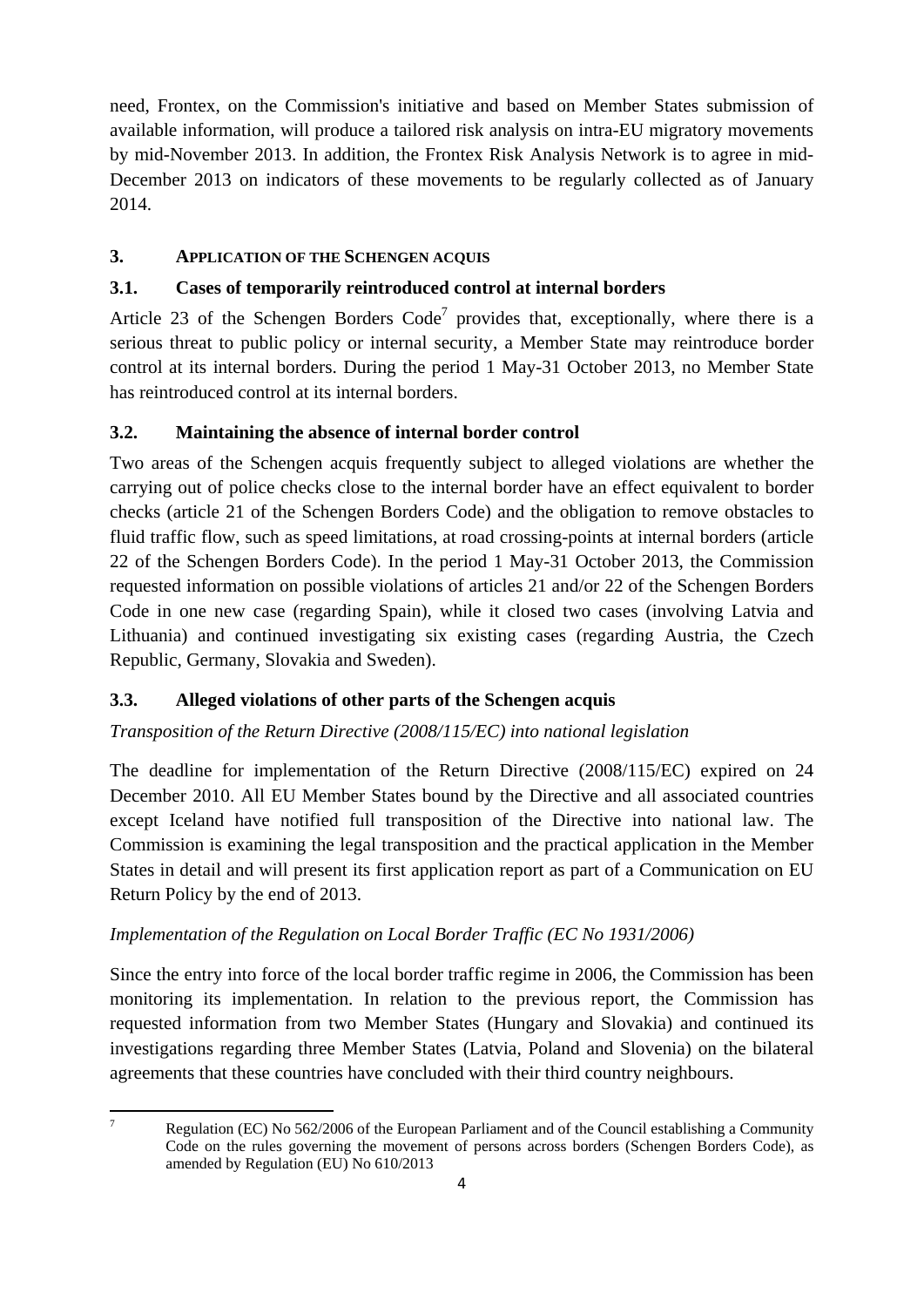need, Frontex, on the Commission's initiative and based on Member States submission of available information, will produce a tailored risk analysis on intra-EU migratory movements by mid-November 2013. In addition, the Frontex Risk Analysis Network is to agree in mid-December 2013 on indicators of these movements to be regularly collected as of January 2014.

## 3. APPLICATION OF THE SCHENGEN ACQUIS

### 3.1. Cases of temporarily reintroduced control at internal borders

Article 23 of the Schengen Borders Code[7] provides that, exceptionally, where there is a serious threat to public policy or internal security, a Member State may reintroduce border control at its internal borders. During the period 1 May-31 October 2013, no Member State has reintroduced control at its internal borders.

### 3.2. Maintaining the absence of internal border control

Two areas of the Schengen acquis frequently subject to alleged violations are whether the carrying out of police checks close to the internal border have an effect equivalent to border checks (article 21 of the Schengen Borders Code) and the obligation to remove obstacles to fluid traffic flow, such as speed limitations, at road crossing-points at internal borders (article 22 of the Schengen Borders Code). In the period 1 May-31 October 2013, the Commission requested information on possible violations of articles 21 and/or 22 of the Schengen Borders Code in one new case (regarding Spain), while it closed two cases (involving Latvia and Lithuania) and continued investigating six existing cases (regarding Austria, the Czech Republic, Germany, Slovakia and Sweden).

### 3.3. Alleged violations of other parts of the Schengen acquis

*Transposition of the Return Directive (2008/115/EC) into national legislation*

The deadline for implementation of the Return Directive (2008/115/EC) expired on 24 December 2010. All EU Member States bound by the Directive and all associated countries except Iceland have notified full transposition of the Directive into national law. The Commission is examining the legal transposition and the practical application in the Member States in detail and will present its first application report as part of a Communication on EU Return Policy by the end of 2013.

*Implementation of the Regulation on Local Border Traffic (EC No 1931/2006)*

Since the entry into force of the local border traffic regime in 2006, the Commission has been monitoring its implementation. In relation to the previous report, the Commission has requested information from two Member States (Hungary and Slovakia) and continued its investigations regarding three Member States (Latvia, Poland and Slovenia) on the bilateral agreements that these countries have concluded with their third country neighbours.

---

[7] Regulation (EC) No 562/2006 of the European Parliament and of the Council establishing a Community Code on the rules governing the movement of persons across borders (Schengen Borders Code), as amended by Regulation (EU) No 610/2013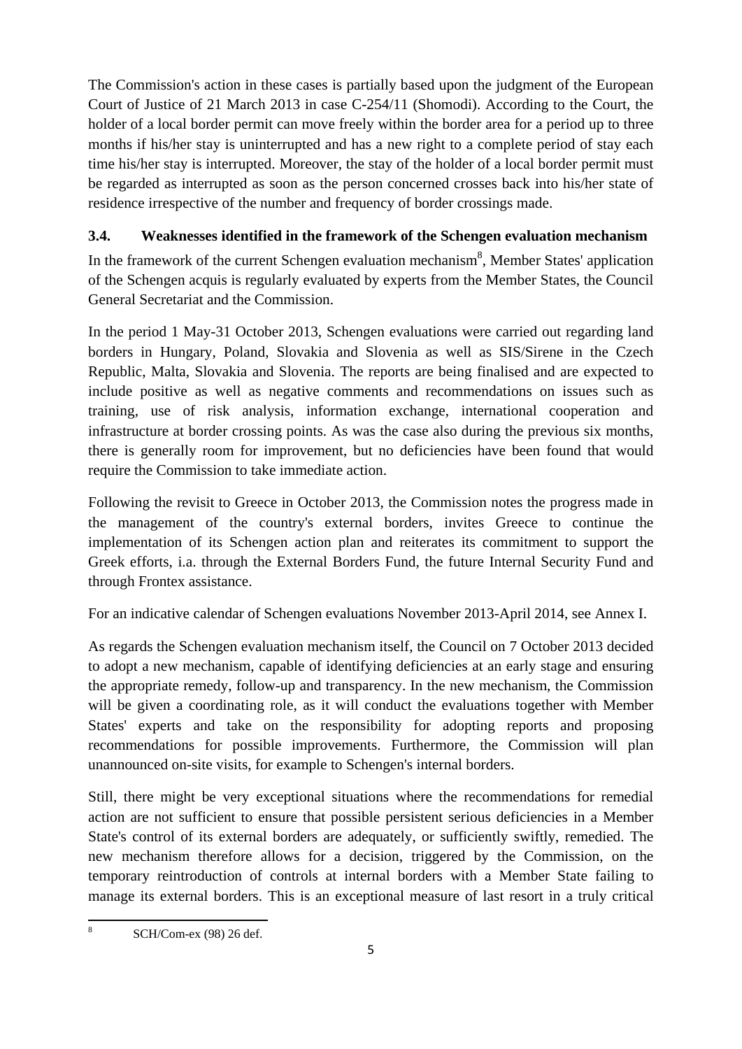The Commission's action in these cases is partially based upon the judgment of the European Court of Justice of 21 March 2013 in case C-254/11 (Shomodi). According to the Court, the holder of a local border permit can move freely within the border area for a period up to three months if his/her stay is uninterrupted and has a new right to a complete period of stay each time his/her stay is interrupted. Moreover, the stay of the holder of a local border permit must be regarded as interrupted as soon as the person concerned crosses back into his/her state of residence irrespective of the number and frequency of border crossings made.

### 3.4. Weaknesses identified in the framework of the Schengen evaluation mechanism

In the framework of the current Schengen evaluation mechanism[8], Member States' application of the Schengen acquis is regularly evaluated by experts from the Member States, the Council General Secretariat and the Commission.

In the period 1 May-31 October 2013, Schengen evaluations were carried out regarding land borders in Hungary, Poland, Slovakia and Slovenia as well as SIS/Sirene in the Czech Republic, Malta, Slovakia and Slovenia. The reports are being finalised and are expected to include positive as well as negative comments and recommendations on issues such as training, use of risk analysis, information exchange, international cooperation and infrastructure at border crossing points. As was the case also during the previous six months, there is generally room for improvement, but no deficiencies have been found that would require the Commission to take immediate action.

Following the revisit to Greece in October 2013, the Commission notes the progress made in the management of the country's external borders, invites Greece to continue the implementation of its Schengen action plan and reiterates its commitment to support the Greek efforts, i.a. through the External Borders Fund, the future Internal Security Fund and through Frontex assistance.

For an indicative calendar of Schengen evaluations November 2013-April 2014, see Annex I.

As regards the Schengen evaluation mechanism itself, the Council on 7 October 2013 decided to adopt a new mechanism, capable of identifying deficiencies at an early stage and ensuring the appropriate remedy, follow-up and transparency. In the new mechanism, the Commission will be given a coordinating role, as it will conduct the evaluations together with Member States' experts and take on the responsibility for adopting reports and proposing recommendations for possible improvements. Furthermore, the Commission will plan unannounced on-site visits, for example to Schengen's internal borders.

Still, there might be very exceptional situations where the recommendations for remedial action are not sufficient to ensure that possible persistent serious deficiencies in a Member State's control of its external borders are adequately, or sufficiently swiftly, remedied. The new mechanism therefore allows for a decision, triggered by the Commission, on the temporary reintroduction of controls at internal borders with a Member State failing to manage its external borders. This is an exceptional measure of last resort in a truly critical

[8] SCH/Com-ex (98) 26 def.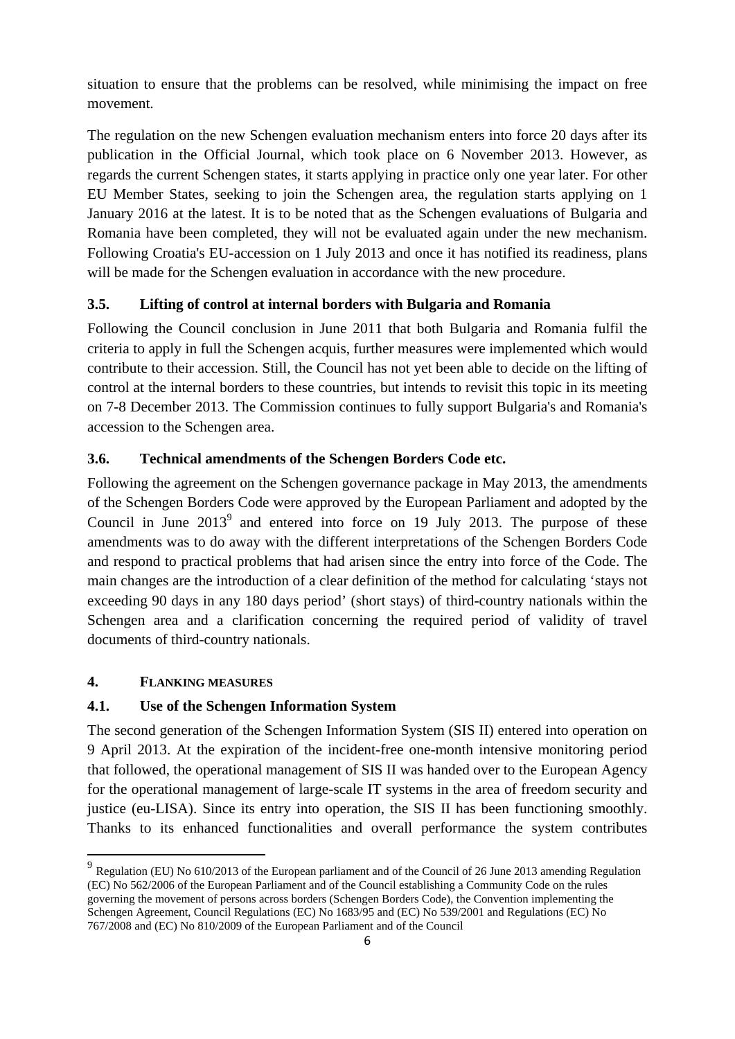situation to ensure that the problems can be resolved, while minimising the impact on free movement.

The regulation on the new Schengen evaluation mechanism enters into force 20 days after its publication in the Official Journal, which took place on 6 November 2013. However, as regards the current Schengen states, it starts applying in practice only one year later. For other EU Member States, seeking to join the Schengen area, the regulation starts applying on 1 January 2016 at the latest. It is to be noted that as the Schengen evaluations of Bulgaria and Romania have been completed, they will not be evaluated again under the new mechanism. Following Croatia's EU-accession on 1 July 2013 and once it has notified its readiness, plans will be made for the Schengen evaluation in accordance with the new procedure.

### 3.5. Lifting of control at internal borders with Bulgaria and Romania

Following the Council conclusion in June 2011 that both Bulgaria and Romania fulfil the criteria to apply in full the Schengen acquis, further measures were implemented which would contribute to their accession. Still, the Council has not yet been able to decide on the lifting of control at the internal borders to these countries, but intends to revisit this topic in its meeting on 7-8 December 2013. The Commission continues to fully support Bulgaria's and Romania's accession to the Schengen area.

### 3.6. Technical amendments of the Schengen Borders Code etc.

Following the agreement on the Schengen governance package in May 2013, the amendments of the Schengen Borders Code were approved by the European Parliament and adopted by the Council in June 2013[9] and entered into force on 19 July 2013. The purpose of these amendments was to do away with the different interpretations of the Schengen Borders Code and respond to practical problems that had arisen since the entry into force of the Code. The main changes are the introduction of a clear definition of the method for calculating 'stays not exceeding 90 days in any 180 days period' (short stays) of third-country nationals within the Schengen area and a clarification concerning the required period of validity of travel documents of third-country nationals.

## 4. FLANKING MEASURES

### 4.1. Use of the Schengen Information System

The second generation of the Schengen Information System (SIS II) entered into operation on 9 April 2013. At the expiration of the incident-free one-month intensive monitoring period that followed, the operational management of SIS II was handed over to the European Agency for the operational management of large-scale IT systems in the area of freedom security and justice (eu-LISA). Since its entry into operation, the SIS II has been functioning smoothly. Thanks to its enhanced functionalities and overall performance the system contributes

---

[9] Regulation (EU) No 610/2013 of the European parliament and of the Council of 26 June 2013 amending Regulation (EC) No 562/2006 of the European Parliament and of the Council establishing a Community Code on the rules governing the movement of persons across borders (Schengen Borders Code), the Convention implementing the Schengen Agreement, Council Regulations (EC) No 1683/95 and (EC) No 539/2001 and Regulations (EC) No 767/2008 and (EC) No 810/2009 of the European Parliament and of the Council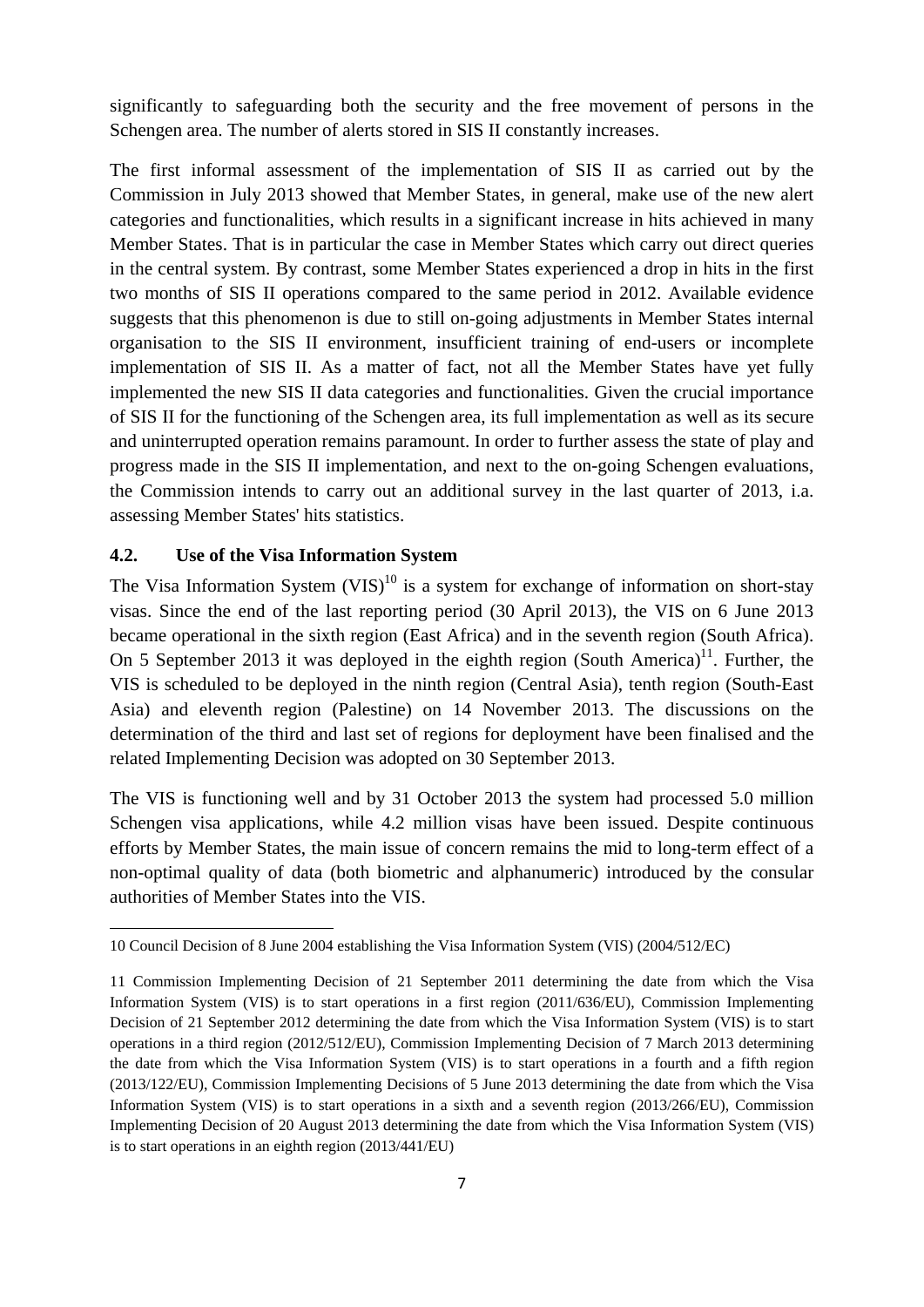significantly to safeguarding both the security and the free movement of persons in the Schengen area. The number of alerts stored in SIS II constantly increases.

The first informal assessment of the implementation of SIS II as carried out by the Commission in July 2013 showed that Member States, in general, make use of the new alert categories and functionalities, which results in a significant increase in hits achieved in many Member States. That is in particular the case in Member States which carry out direct queries in the central system. By contrast, some Member States experienced a drop in hits in the first two months of SIS II operations compared to the same period in 2012. Available evidence suggests that this phenomenon is due to still on-going adjustments in Member States internal organisation to the SIS II environment, insufficient training of end-users or incomplete implementation of SIS II. As a matter of fact, not all the Member States have yet fully implemented the new SIS II data categories and functionalities. Given the crucial importance of SIS II for the functioning of the Schengen area, its full implementation as well as its secure and uninterrupted operation remains paramount. In order to further assess the state of play and progress made in the SIS II implementation, and next to the on-going Schengen evaluations, the Commission intends to carry out an additional survey in the last quarter of 2013, i.a. assessing Member States' hits statistics.

### 4.2. Use of the Visa Information System

The Visa Information System (VIS)[10] is a system for exchange of information on short-stay visas. Since the end of the last reporting period (30 April 2013), the VIS on 6 June 2013 became operational in the sixth region (East Africa) and in the seventh region (South Africa). On 5 September 2013 it was deployed in the eighth region (South America)[11]. Further, the VIS is scheduled to be deployed in the ninth region (Central Asia), tenth region (South-East Asia) and eleventh region (Palestine) on 14 November 2013. The discussions on the determination of the third and last set of regions for deployment have been finalised and the related Implementing Decision was adopted on 30 September 2013.

The VIS is functioning well and by 31 October 2013 the system had processed 5.0 million Schengen visa applications, while 4.2 million visas have been issued. Despite continuous efforts by Member States, the main issue of concern remains the mid to long-term effect of a non-optimal quality of data (both biometric and alphanumeric) introduced by the consular authorities of Member States into the VIS.

---

10 Council Decision of 8 June 2004 establishing the Visa Information System (VIS) (2004/512/EC)

11 Commission Implementing Decision of 21 September 2011 determining the date from which the Visa Information System (VIS) is to start operations in a first region (2011/636/EU), Commission Implementing Decision of 21 September 2012 determining the date from which the Visa Information System (VIS) is to start operations in a third region (2012/512/EU), Commission Implementing Decision of 7 March 2013 determining the date from which the Visa Information System (VIS) is to start operations in a fourth and a fifth region (2013/122/EU), Commission Implementing Decisions of 5 June 2013 determining the date from which the Visa Information System (VIS) is to start operations in a sixth and a seventh region (2013/266/EU), Commission Implementing Decision of 20 August 2013 determining the date from which the Visa Information System (VIS) is to start operations in an eighth region (2013/441/EU)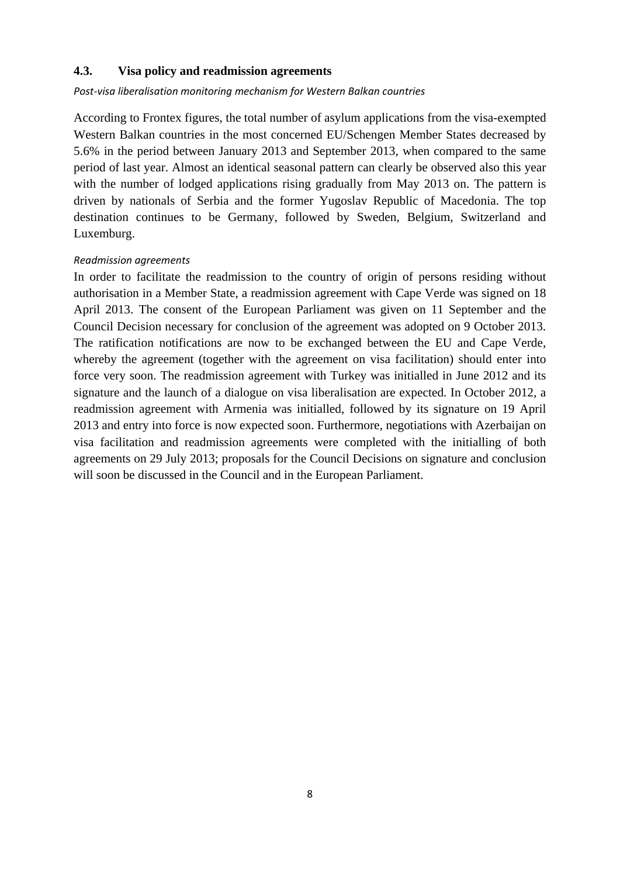### 4.3. Visa policy and readmission agreements

*Post-visa liberalisation monitoring mechanism for Western Balkan countries*

According to Frontex figures, the total number of asylum applications from the visa-exempted Western Balkan countries in the most concerned EU/Schengen Member States decreased by 5.6% in the period between January 2013 and September 2013, when compared to the same period of last year. Almost an identical seasonal pattern can clearly be observed also this year with the number of lodged applications rising gradually from May 2013 on. The pattern is driven by nationals of Serbia and the former Yugoslav Republic of Macedonia. The top destination continues to be Germany, followed by Sweden, Belgium, Switzerland and Luxemburg.

*Readmission agreements*

In order to facilitate the readmission to the country of origin of persons residing without authorisation in a Member State, a readmission agreement with Cape Verde was signed on 18 April 2013. The consent of the European Parliament was given on 11 September and the Council Decision necessary for conclusion of the agreement was adopted on 9 October 2013. The ratification notifications are now to be exchanged between the EU and Cape Verde, whereby the agreement (together with the agreement on visa facilitation) should enter into force very soon. The readmission agreement with Turkey was initialled in June 2012 and its signature and the launch of a dialogue on visa liberalisation are expected. In October 2012, a readmission agreement with Armenia was initialled, followed by its signature on 19 April 2013 and entry into force is now expected soon. Furthermore, negotiations with Azerbaijan on visa facilitation and readmission agreements were completed with the initialling of both agreements on 29 July 2013; proposals for the Council Decisions on signature and conclusion will soon be discussed in the Council and in the European Parliament.